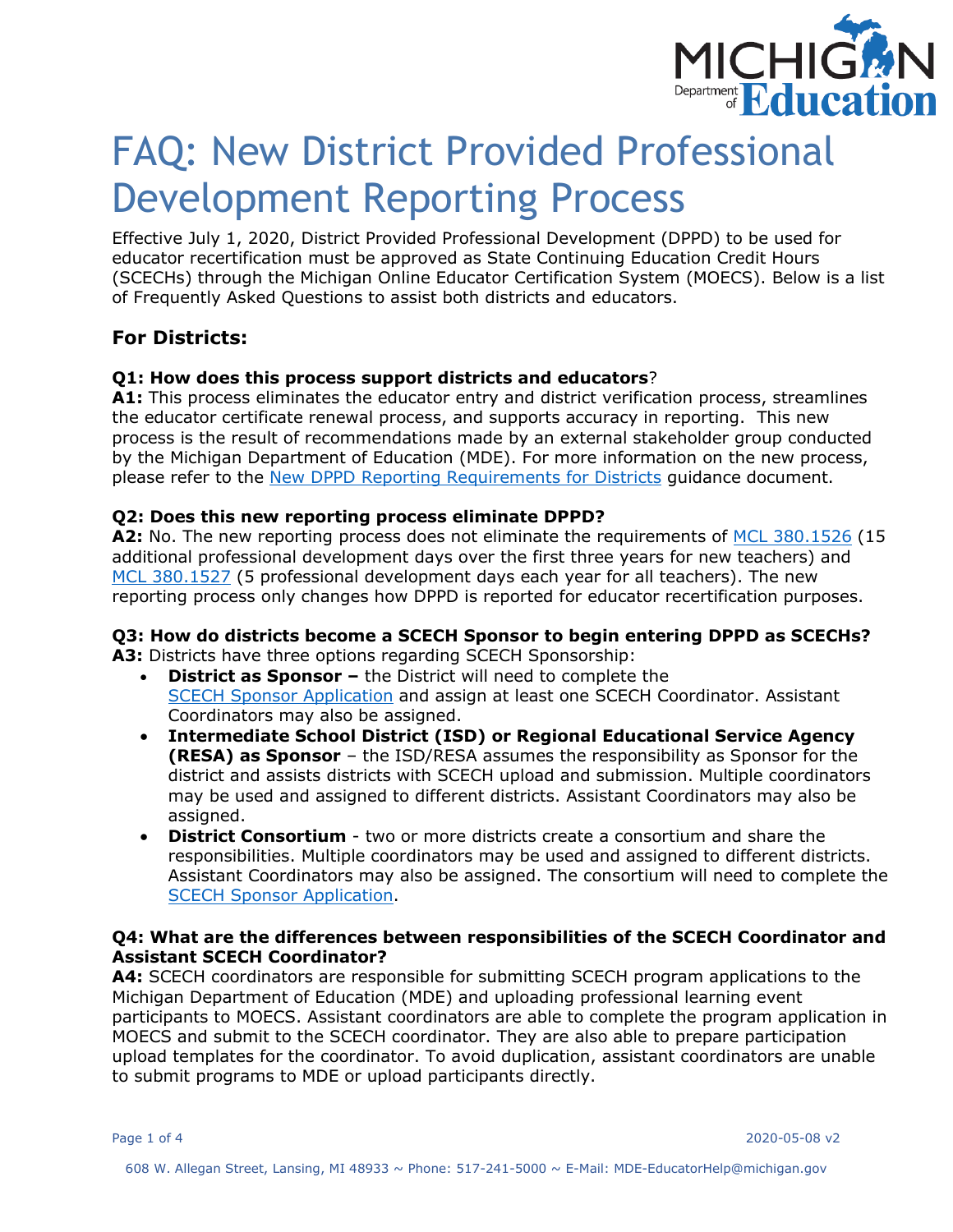# FAQ: New District Provided Professional Development Reporting Process

Effective July 1, 2020, District Provided Professional Development (DPPD) to be used for educator recertification must be approved as State Continuing Education Credit Hours (SCECHs) through the Michigan Online Educator Certification System (MOECS). Below is a list of Frequently Asked Questions to assist both districts and educators.

## For Districts:

**Q1: How does this process support districts and educators?**
**A1:** This process eliminates the educator entry and district verification process, streamlines the educator certificate renewal process, and supports accuracy in reporting. This new process is the result of recommendations made by an external stakeholder group conducted by the Michigan Department of Education (MDE). For more information on the new process, please refer to the New DPPD Reporting Requirements for Districts guidance document.

**Q2: Does this new reporting process eliminate DPPD?**
**A2:** No. The new reporting process does not eliminate the requirements of MCL 380.1526 (15 additional professional development days over the first three years for new teachers) and MCL 380.1527 (5 professional development days each year for all teachers). The new reporting process only changes how DPPD is reported for educator recertification purposes.

**Q3: How do districts become a SCECH Sponsor to begin entering DPPD as SCECHs?**
**A3:** Districts have three options regarding SCECH Sponsorship:

- **District as Sponsor –** the District will need to complete the SCECH Sponsor Application and assign at least one SCECH Coordinator. Assistant Coordinators may also be assigned.
- **Intermediate School District (ISD) or Regional Educational Service Agency (RESA) as Sponsor** – the ISD/RESA assumes the responsibility as Sponsor for the district and assists districts with SCECH upload and submission. Multiple coordinators may be used and assigned to different districts. Assistant Coordinators may also be assigned.
- **District Consortium** - two or more districts create a consortium and share the responsibilities. Multiple coordinators may be used and assigned to different districts. Assistant Coordinators may also be assigned. The consortium will need to complete the SCECH Sponsor Application.

**Q4: What are the differences between responsibilities of the SCECH Coordinator and Assistant SCECH Coordinator?**
**A4:** SCECH coordinators are responsible for submitting SCECH program applications to the Michigan Department of Education (MDE) and uploading professional learning event participants to MOECS. Assistant coordinators are able to complete the program application in MOECS and submit to the SCECH coordinator. They are also able to prepare participation upload templates for the coordinator. To avoid duplication, assistant coordinators are unable to submit programs to MDE or upload participants directly.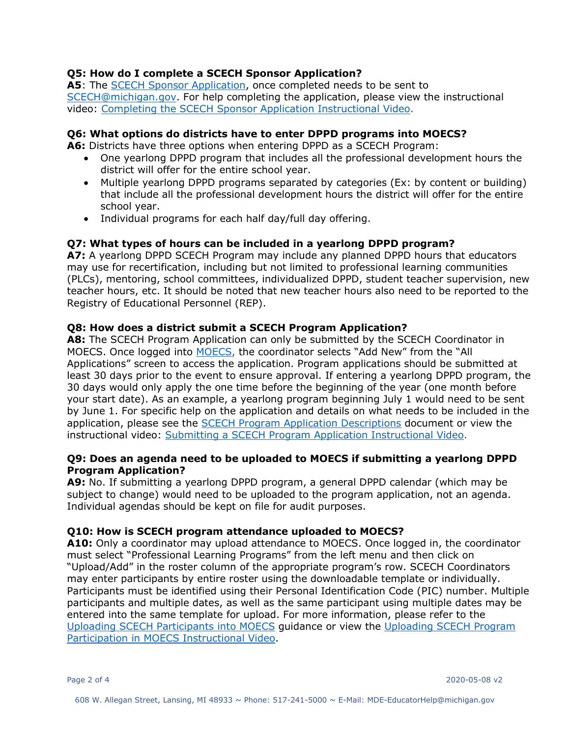**Q5: How do I complete a SCECH Sponsor Application?**
**A5**: The SCECH Sponsor Application, once completed needs to be sent to SCECH@michigan.gov. For help completing the application, please view the instructional video: Completing the SCECH Sponsor Application Instructional Video.

**Q6: What options do districts have to enter DPPD programs into MOECS?**
**A6:** Districts have three options when entering DPPD as a SCECH Program:

- One yearlong DPPD program that includes all the professional development hours the district will offer for the entire school year.
- Multiple yearlong DPPD programs separated by categories (Ex: by content or building) that include all the professional development hours the district will offer for the entire school year.
- Individual programs for each half day/full day offering.

**Q7: What types of hours can be included in a yearlong DPPD program?**
**A7:** A yearlong DPPD SCECH Program may include any planned DPPD hours that educators may use for recertification, including but not limited to professional learning communities (PLCs), mentoring, school committees, individualized DPPD, student teacher supervision, new teacher hours, etc. It should be noted that new teacher hours also need to be reported to the Registry of Educational Personnel (REP).

**Q8: How does a district submit a SCECH Program Application?**
**A8:** The SCECH Program Application can only be submitted by the SCECH Coordinator in MOECS. Once logged into MOECS, the coordinator selects "Add New" from the "All Applications" screen to access the application. Program applications should be submitted at least 30 days prior to the event to ensure approval. If entering a yearlong DPPD program, the 30 days would only apply the one time before the beginning of the year (one month before your start date). As an example, a yearlong program beginning July 1 would need to be sent by June 1. For specific help on the application and details on what needs to be included in the application, please see the SCECH Program Application Descriptions document or view the instructional video: Submitting a SCECH Program Application Instructional Video.

**Q9: Does an agenda need to be uploaded to MOECS if submitting a yearlong DPPD Program Application?**
**A9:** No. If submitting a yearlong DPPD program, a general DPPD calendar (which may be subject to change) would need to be uploaded to the program application, not an agenda. Individual agendas should be kept on file for audit purposes.

**Q10: How is SCECH program attendance uploaded to MOECS?**
**A10:** Only a coordinator may upload attendance to MOECS. Once logged in, the coordinator must select "Professional Learning Programs" from the left menu and then click on "Upload/Add" in the roster column of the appropriate program's row. SCECH Coordinators may enter participants by entire roster using the downloadable template or individually. Participants must be identified using their Personal Identification Code (PIC) number. Multiple participants and multiple dates, as well as the same participant using multiple dates may be entered into the same template for upload. For more information, please refer to the Uploading SCECH Participants into MOECS guidance or view the Uploading SCECH Program Participation in MOECS Instructional Video.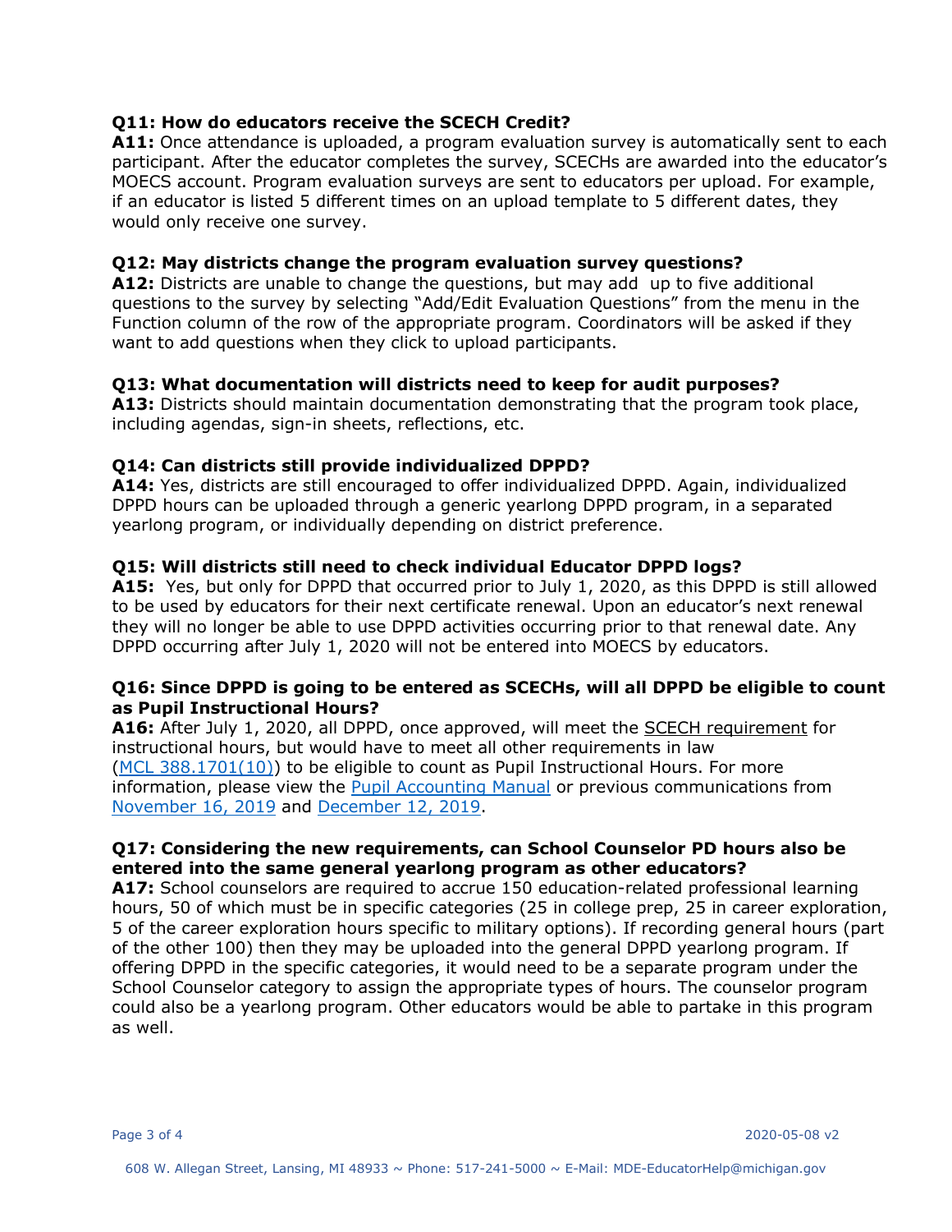**Q11: How do educators receive the SCECH Credit?**
**A11:** Once attendance is uploaded, a program evaluation survey is automatically sent to each participant. After the educator completes the survey, SCECHs are awarded into the educator's MOECS account. Program evaluation surveys are sent to educators per upload. For example, if an educator is listed 5 different times on an upload template to 5 different dates, they would only receive one survey.

**Q12: May districts change the program evaluation survey questions?**
**A12:** Districts are unable to change the questions, but may add up to five additional questions to the survey by selecting "Add/Edit Evaluation Questions" from the menu in the Function column of the row of the appropriate program. Coordinators will be asked if they want to add questions when they click to upload participants.

**Q13: What documentation will districts need to keep for audit purposes?**
**A13:** Districts should maintain documentation demonstrating that the program took place, including agendas, sign-in sheets, reflections, etc.

**Q14: Can districts still provide individualized DPPD?**
**A14:** Yes, districts are still encouraged to offer individualized DPPD. Again, individualized DPPD hours can be uploaded through a generic yearlong DPPD program, in a separated yearlong program, or individually depending on district preference.

**Q15: Will districts still need to check individual Educator DPPD logs?**
**A15:** Yes, but only for DPPD that occurred prior to July 1, 2020, as this DPPD is still allowed to be used by educators for their next certificate renewal. Upon an educator's next renewal they will no longer be able to use DPPD activities occurring prior to that renewal date. Any DPPD occurring after July 1, 2020 will not be entered into MOECS by educators.

**Q16: Since DPPD is going to be entered as SCECHs, will all DPPD be eligible to count as Pupil Instructional Hours?**
**A16:** After July 1, 2020, all DPPD, once approved, will meet the SCECH requirement for instructional hours, but would have to meet all other requirements in law (MCL 388.1701(10)) to be eligible to count as Pupil Instructional Hours. For more information, please view the Pupil Accounting Manual or previous communications from November 16, 2019 and December 12, 2019.

**Q17: Considering the new requirements, can School Counselor PD hours also be entered into the same general yearlong program as other educators?**
**A17:** School counselors are required to accrue 150 education-related professional learning hours, 50 of which must be in specific categories (25 in college prep, 25 in career exploration, 5 of the career exploration hours specific to military options). If recording general hours (part of the other 100) then they may be uploaded into the general DPPD yearlong program. If offering DPPD in the specific categories, it would need to be a separate program under the School Counselor category to assign the appropriate types of hours. The counselor program could also be a yearlong program. Other educators would be able to partake in this program as well.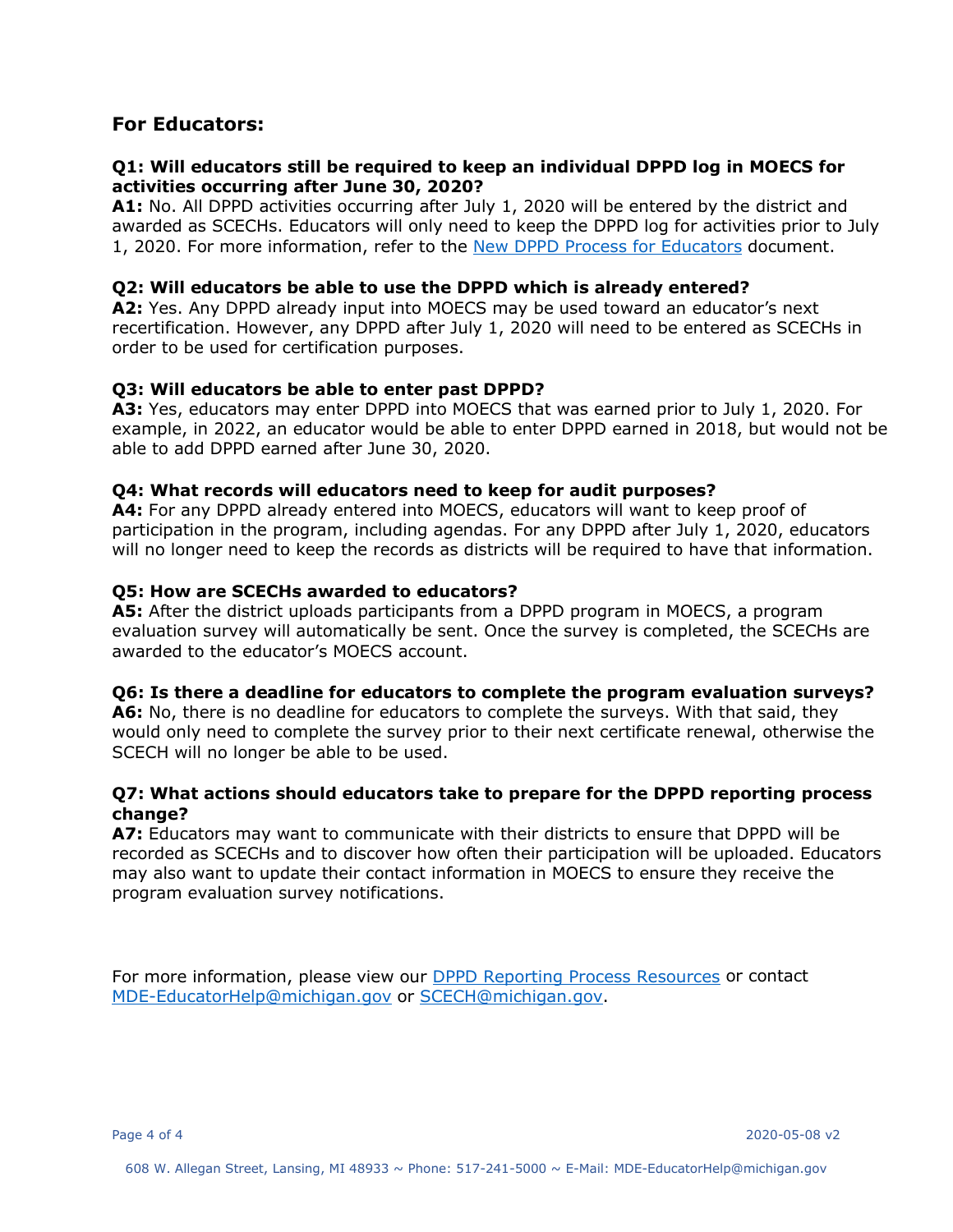## For Educators:

**Q1: Will educators still be required to keep an individual DPPD log in MOECS for activities occurring after June 30, 2020?**
**A1:** No. All DPPD activities occurring after July 1, 2020 will be entered by the district and awarded as SCECHs. Educators will only need to keep the DPPD log for activities prior to July 1, 2020. For more information, refer to the New DPPD Process for Educators document.

**Q2: Will educators be able to use the DPPD which is already entered?**
**A2:** Yes. Any DPPD already input into MOECS may be used toward an educator's next recertification. However, any DPPD after July 1, 2020 will need to be entered as SCECHs in order to be used for certification purposes.

**Q3: Will educators be able to enter past DPPD?**
**A3:** Yes, educators may enter DPPD into MOECS that was earned prior to July 1, 2020. For example, in 2022, an educator would be able to enter DPPD earned in 2018, but would not be able to add DPPD earned after June 30, 2020.

**Q4: What records will educators need to keep for audit purposes?**
**A4:** For any DPPD already entered into MOECS, educators will want to keep proof of participation in the program, including agendas. For any DPPD after July 1, 2020, educators will no longer need to keep the records as districts will be required to have that information.

**Q5: How are SCECHs awarded to educators?**
**A5:** After the district uploads participants from a DPPD program in MOECS, a program evaluation survey will automatically be sent. Once the survey is completed, the SCECHs are awarded to the educator's MOECS account.

**Q6: Is there a deadline for educators to complete the program evaluation surveys?**
**A6:** No, there is no deadline for educators to complete the surveys. With that said, they would only need to complete the survey prior to their next certificate renewal, otherwise the SCECH will no longer be able to be used.

**Q7: What actions should educators take to prepare for the DPPD reporting process change?**
**A7:** Educators may want to communicate with their districts to ensure that DPPD will be recorded as SCECHs and to discover how often their participation will be uploaded. Educators may also want to update their contact information in MOECS to ensure they receive the program evaluation survey notifications.

For more information, please view our DPPD Reporting Process Resources or contact MDE-EducatorHelp@michigan.gov or SCECH@michigan.gov.